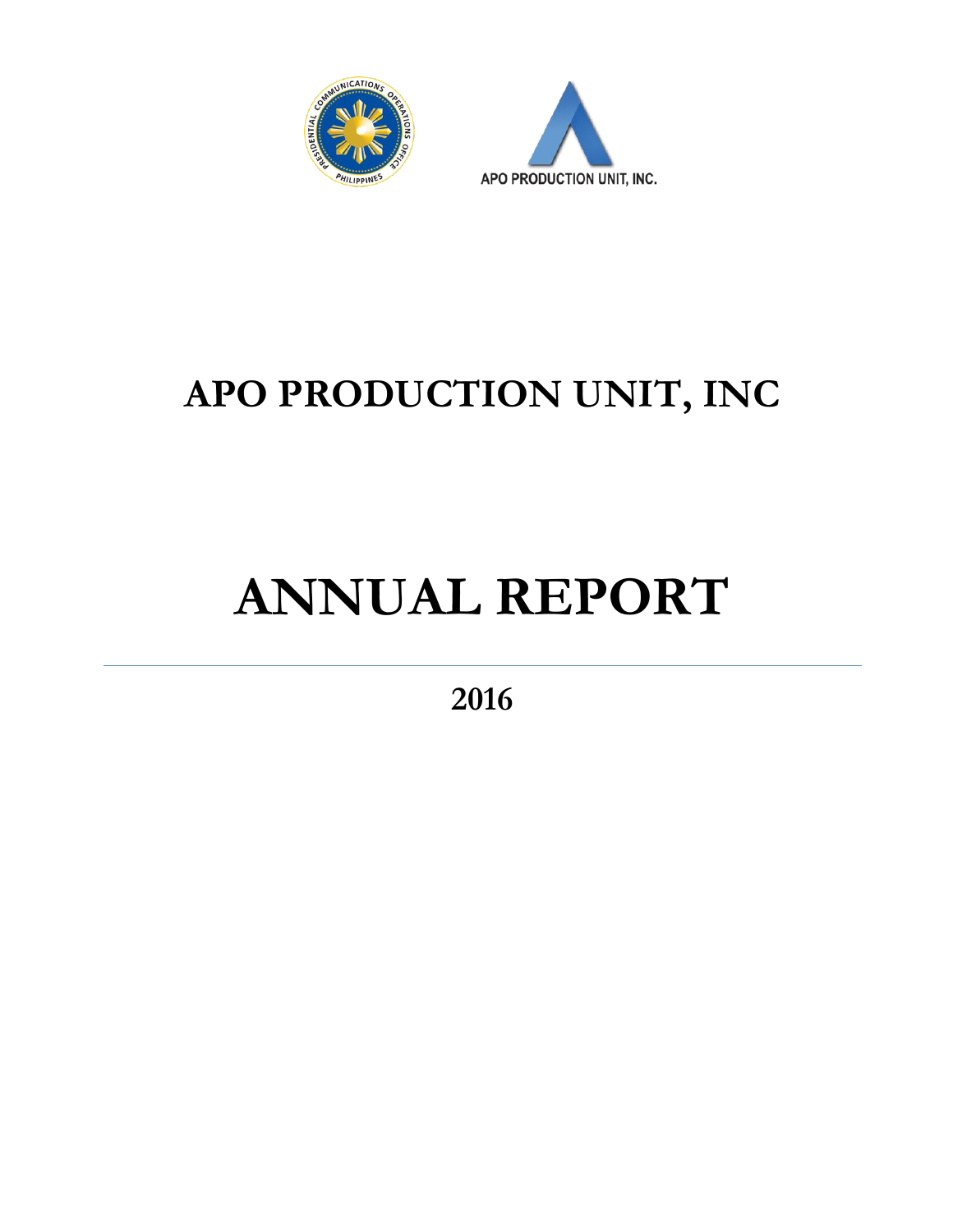# APO PRODUCTION UNIT, INC

# ANNUAL REPORT

---

**2016**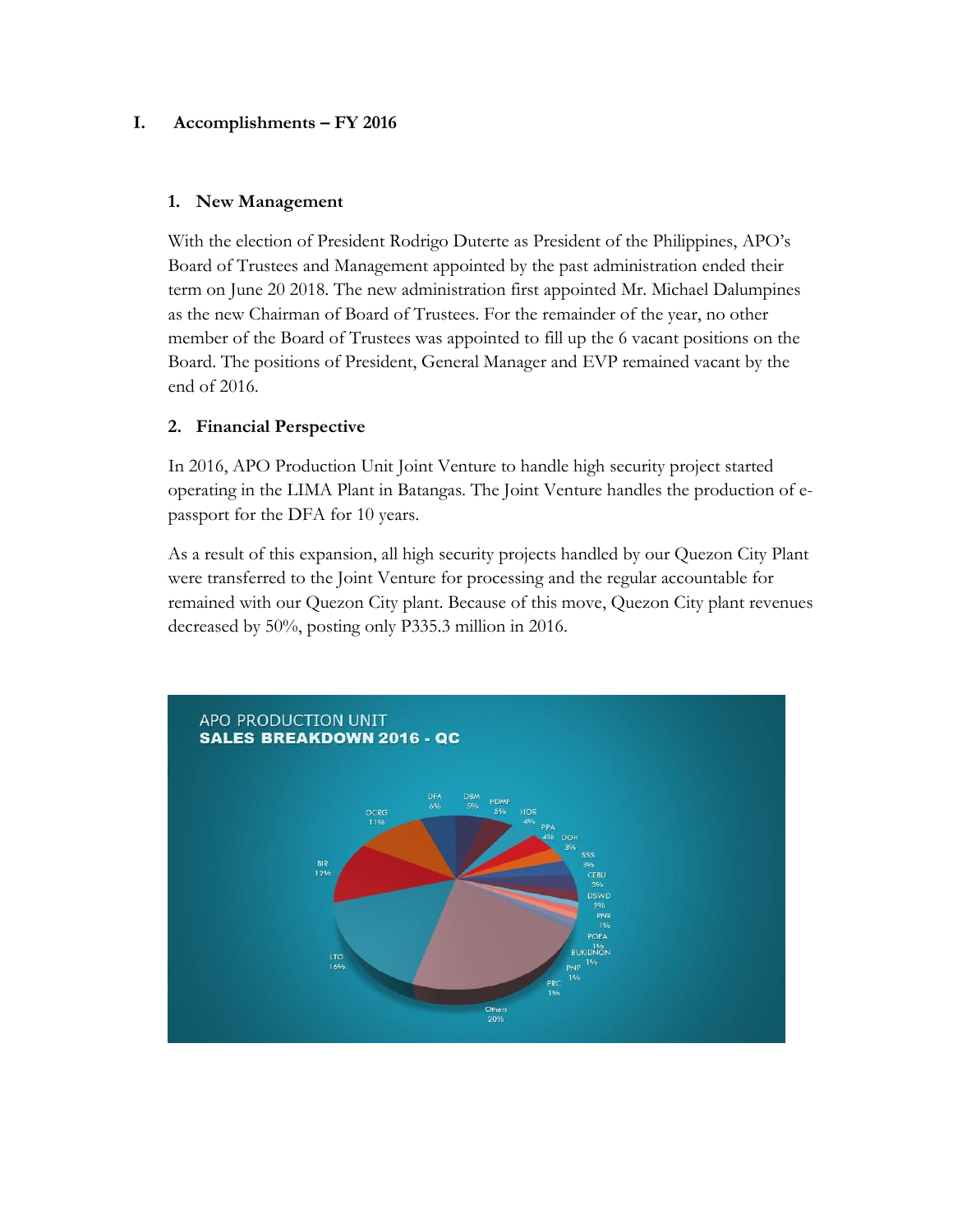# I. Accomplishments – FY 2016

## 1. New Management

With the election of President Rodrigo Duterte as President of the Philippines, APO's Board of Trustees and Management appointed by the past administration ended their term on June 20 2018. The new administration first appointed Mr. Michael Dalumpines as the new Chairman of Board of Trustees. For the remainder of the year, no other member of the Board of Trustees was appointed to fill up the 6 vacant positions on the Board. The positions of President, General Manager and EVP remained vacant by the end of 2016.

## 2. Financial Perspective

In 2016, APO Production Unit Joint Venture to handle high security project started operating in the LIMA Plant in Batangas. The Joint Venture handles the production of e-passport for the DFA for 10 years.

As a result of this expansion, all high security projects handled by our Quezon City Plant were transferred to the Joint Venture for processing and the regular accountable for remained with our Quezon City plant. Because of this move, Quezon City plant revenues decreased by 50%, posting only P335.3 million in 2016.

APO PRODUCTION UNIT
**SALES BREAKDOWN 2016 - QC**

| Client | Share |
| --- | --- |
| Others | 20% |
| LTO | 16% |
| BIR | 12% |
| OCRG | 11% |
| DFA | 6% |
| DBM | 5% |
| HDMF | 5% |
| HOR | 4% |
| PPA | 4% |
| DOH | 3% |
| SSS | 3% |
| CEBU | 3% |
| DSWD | 2% |
| PNR | 1% |
| POEA | 1% |
| BUKIDNON | 1% |
| PNP | 1% |
| PRC | 1% |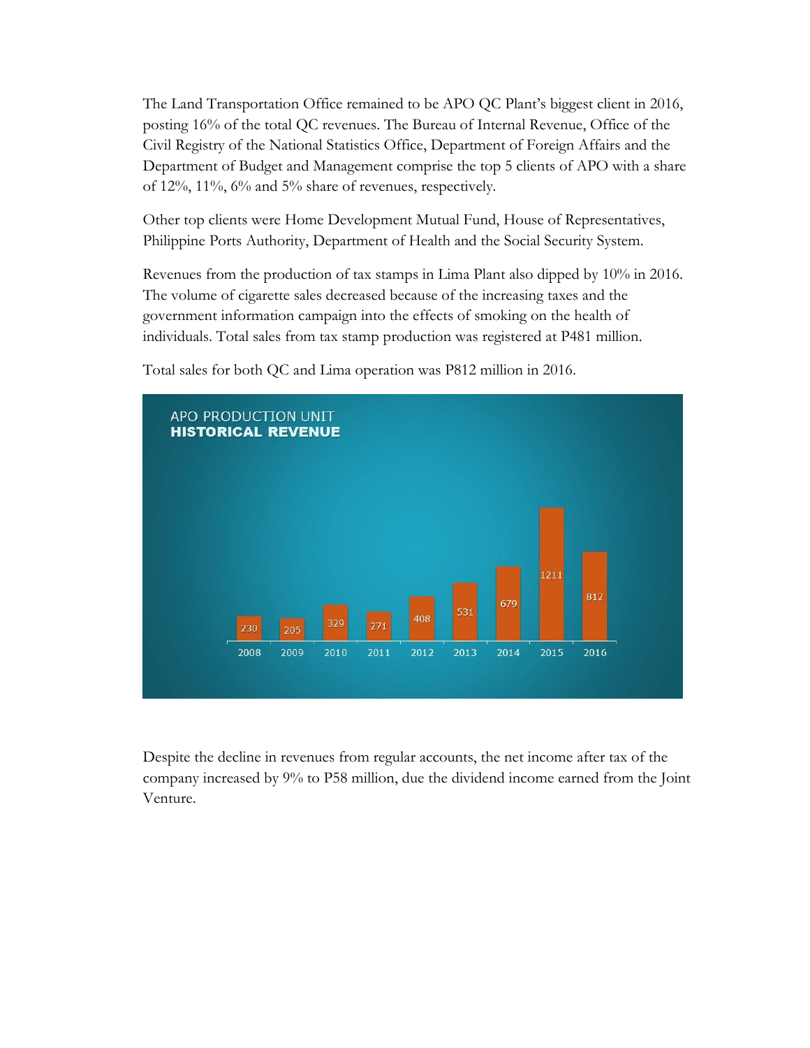The Land Transportation Office remained to be APO QC Plant's biggest client in 2016, posting 16% of the total QC revenues. The Bureau of Internal Revenue, Office of the Civil Registry of the National Statistics Office, Department of Foreign Affairs and the Department of Budget and Management comprise the top 5 clients of APO with a share of 12%, 11%, 6% and 5% share of revenues, respectively.

Other top clients were Home Development Mutual Fund, House of Representatives, Philippine Ports Authority, Department of Health and the Social Security System.

Revenues from the production of tax stamps in Lima Plant also dipped by 10% in 2016. The volume of cigarette sales decreased because of the increasing taxes and the government information campaign into the effects of smoking on the health of individuals. Total sales from tax stamp production was registered at P481 million.

Total sales for both QC and Lima operation was P812 million in 2016.

**APO PRODUCTION UNIT HISTORICAL REVENUE**

| 2008 | 2009 | 2010 | 2011 | 2012 | 2013 | 2014 | 2015 | 2016 |
|---|---|---|---|---|---|---|---|---|
| 230 | 205 | 329 | 271 | 408 | 531 | 679 | 1211 | 812 |

Despite the decline in revenues from regular accounts, the net income after tax of the company increased by 9% to P58 million, due the dividend income earned from the Joint Venture.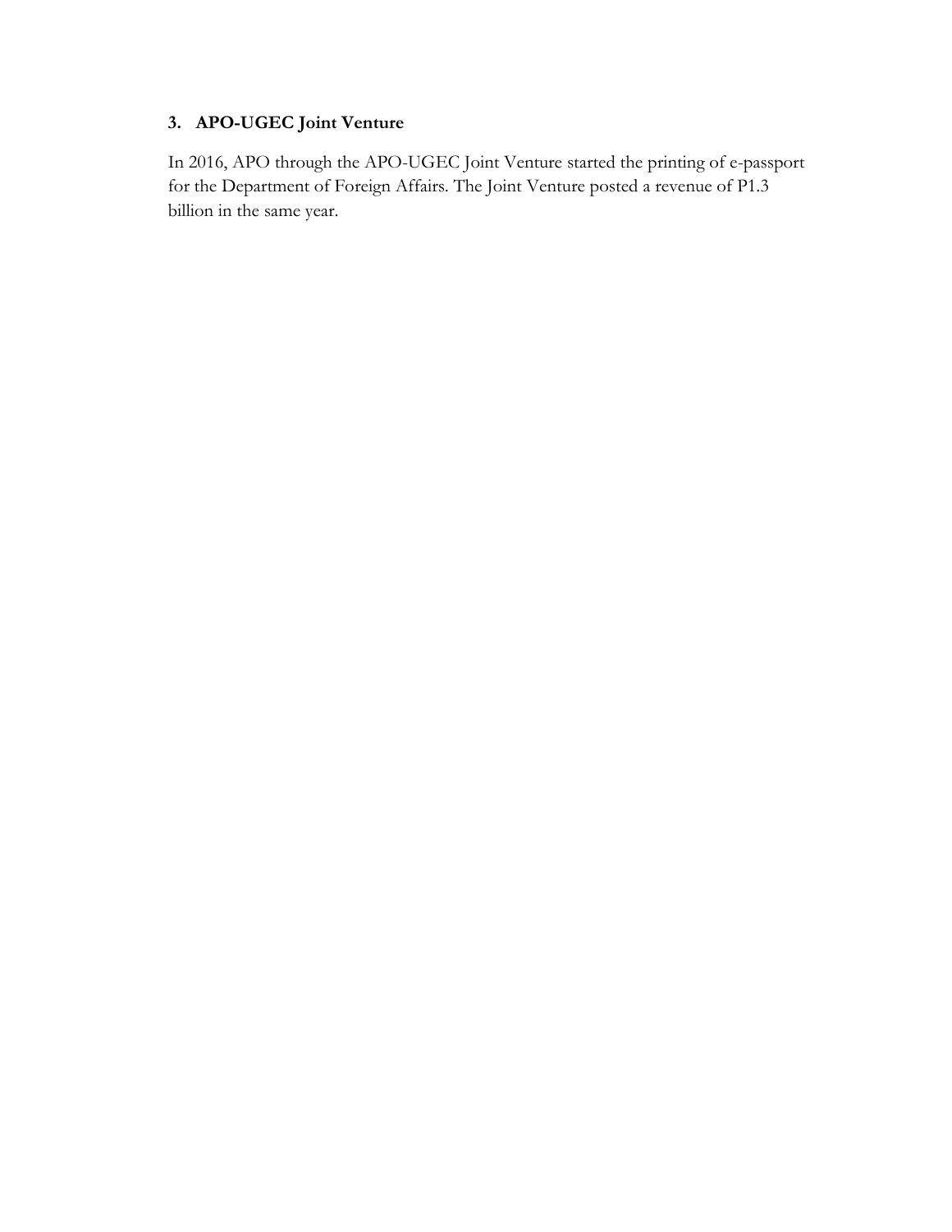### 3. APO-UGEC Joint Venture

In 2016, APO through the APO-UGEC Joint Venture started the printing of e-passport for the Department of Foreign Affairs. The Joint Venture posted a revenue of P1.3 billion in the same year.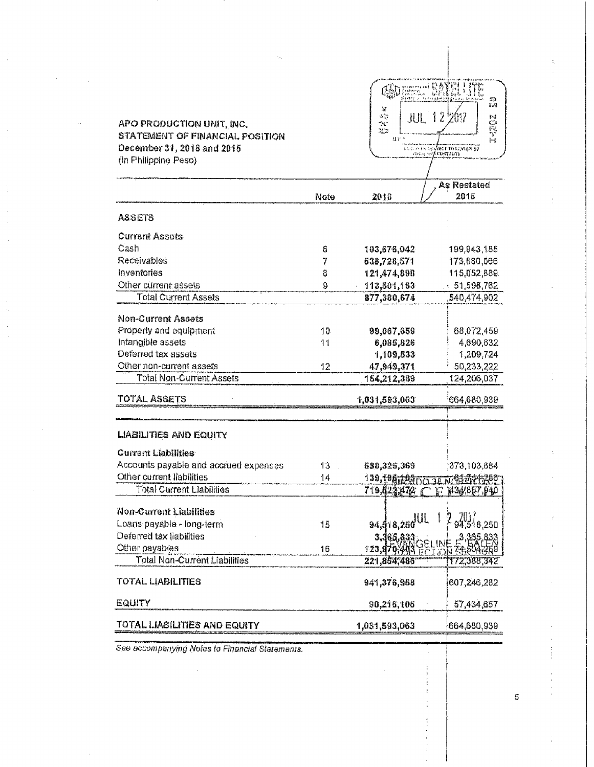**APO PRODUCTION UNIT, INC.**
**STATEMENT OF FINANCIAL POSITION**
**December 31, 2016 and 2015**
(In Philippine Peso)

| | Note | 2016 | As Restated 2015 |
|---|---|---|---|
| **ASSETS** | | | |
| **Current Assets** | | | |
| Cash | 6 | 103,676,042 | 199,943,185 |
| Receivables | 7 | 538,728,571 | 173,880,066 |
| Inventories | 8 | 121,474,898 | 115,052,889 |
| Other current assets | 9 | 113,501,163 | 51,598,762 |
| Total Current Assets | | 877,380,674 | 540,474,902 |
| **Non-Current Assets** | | | |
| Property and equipment | 10 | 99,067,659 | 68,072,459 |
| Intangible assets | 11 | 6,085,826 | 4,690,632 |
| Deferred tax assets | | 1,109,533 | 1,209,724 |
| Other non-current assets | 12 | 47,949,371 | 50,233,222 |
| Total Non-Current Assets | | 154,212,389 | 124,206,037 |
| **TOTAL ASSETS** | | 1,031,593,063 | 664,680,939 |
| **LIABILITIES AND EQUITY** | | | |
| **Current Liabilities** | | | |
| Accounts payable and accrued expenses | 13 | 580,326,369 | 373,103,684 |
| Other current liabilities | 14 | 139,196,103 | 61,754,256 |
| Total Current Liabilities | | 719,522,472 | 434,857,940 |
| **Non-Current Liabilities** | | | |
| Loans payable - long-term | 15 | 94,518,250 | 94,518,250 |
| Deferred tax liabilities | | 3,365,833 | 3,365,833 |
| Other payables | 16 | 123,970,403 | 74,504,259 |
| Total Non-Current Liabilities | | 221,854,486 | 172,388,342 |
| **TOTAL LIABILITIES** | | 941,376,958 | 607,246,282 |
| **EQUITY** | | 90,216,105 | 57,434,657 |
| **TOTAL LIABILITIES AND EQUITY** | | 1,031,593,063 | 664,680,939 |

*See accompanying Notes to Financial Statements.*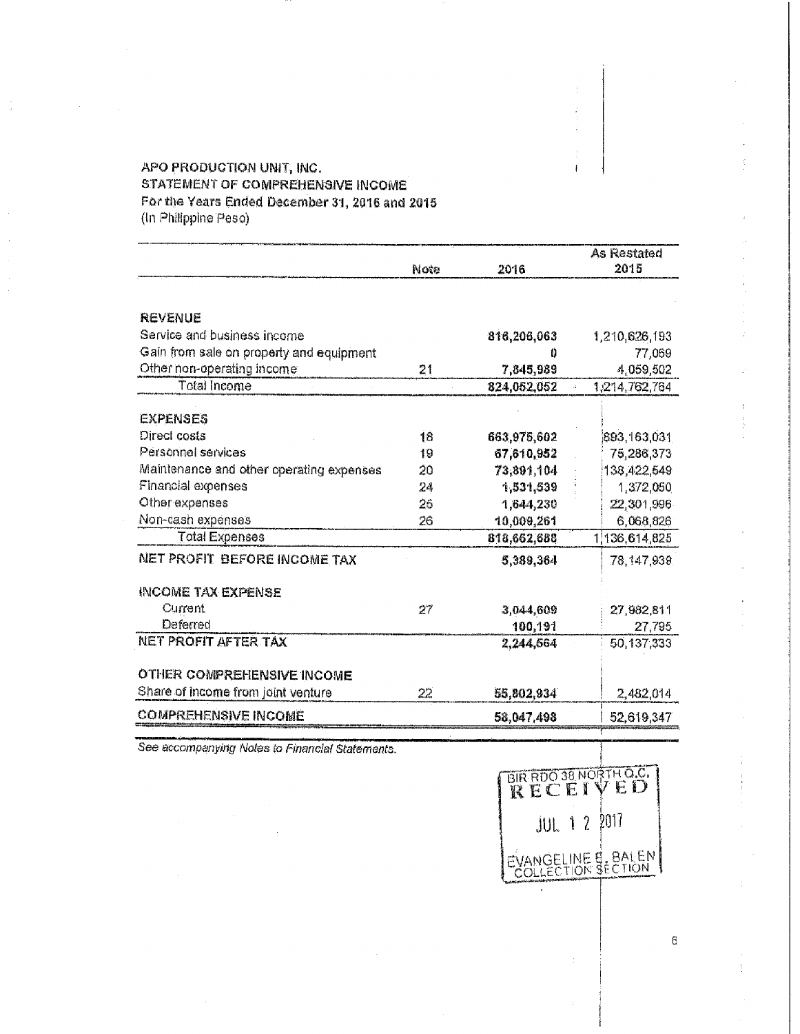APO PRODUCTION UNIT, INC.
STATEMENT OF COMPREHENSIVE INCOME
For the Years Ended December 31, 2016 and 2015
(In Philippine Peso)

| | Note | 2016 | As Restated 2015 |
|---|---|---|---|
| **REVENUE** | | | |
| Service and business income | | **816,206,063** | 1,210,626,193 |
| Gain from sale on property and equipment | | **0** | 77,069 |
| Other non-operating income | 21 | **7,845,989** | 4,059,502 |
| Total Income | | **824,052,052** | 1,214,762,764 |
| **EXPENSES** | | | |
| Direct costs | 18 | **663,975,602** | 893,163,031 |
| Personnel services | 19 | **67,610,952** | 75,286,373 |
| Maintenance and other operating expenses | 20 | **73,891,104** | 138,422,549 |
| Financial expenses | 24 | **1,531,539** | 1,372,050 |
| Other expenses | 25 | **1,644,230** | 22,301,996 |
| Non-cash expenses | 26 | **10,009,261** | 6,068,826 |
| Total Expenses | | **818,662,688** | 1,136,614,825 |
| **NET PROFIT BEFORE INCOME TAX** | | **5,389,364** | 78,147,939 |
| **INCOME TAX EXPENSE** | | | |
| Current | 27 | **3,044,609** | 27,982,811 |
| Deferred | | **100,191** | 27,795 |
| **NET PROFIT AFTER TAX** | | **2,244,564** | 50,137,333 |
| **OTHER COMPREHENSIVE INCOME** | | | |
| Share of income from joint venture | 22 | **55,802,934** | 2,482,014 |
| **COMPREHENSIVE INCOME** | | **58,047,498** | 52,619,347 |

*See accompanying Notes to Financial Statements.*

BIR RDO 38 NORTH Q.C.
RECEIVED
JUL 12 2017
EVANGELINE E. BALEN
COLLECTION SECTION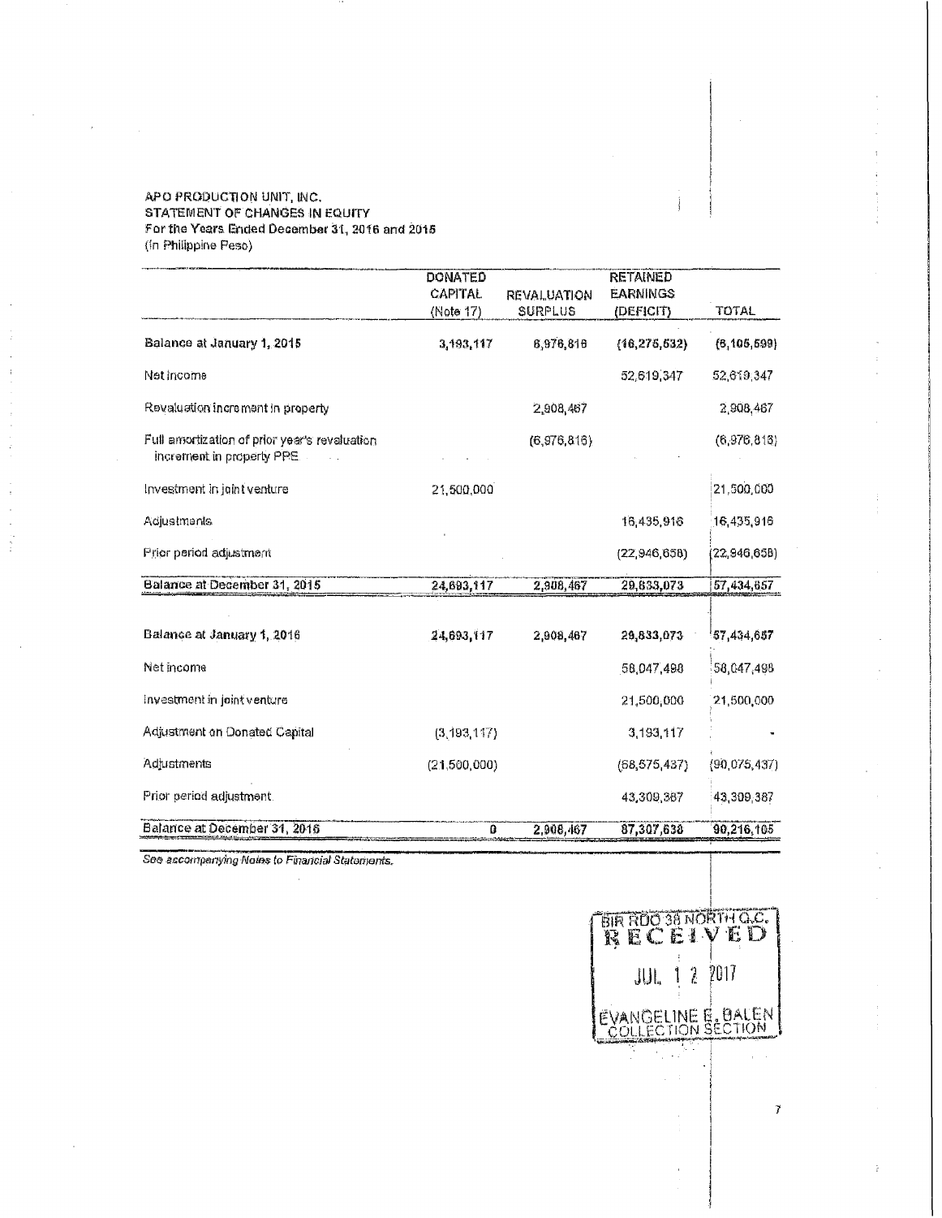APO PRODUCTION UNIT, INC.
STATEMENT OF CHANGES IN EQUITY
For the Years Ended December 31, 2016 and 2015
(In Philippine Peso)

| | DONATED CAPITAL (Note 17) | REVALUATION SURPLUS | RETAINED EARNINGS (DEFICIT) | TOTAL |
|---|---|---|---|---|
| Balance at January 1, 2015 | 3,193,117 | 6,976,816 | (16,275,532) | (6,105,599) |
| Net income | | | 52,619,347 | 52,619,347 |
| Revaluation increment in property | | 2,908,467 | | 2,908,467 |
| Full amortization of prior year's revaluation increment in property PPE | | (6,976,816) | | (6,976,816) |
| Investment in joint venture | 21,500,000 | | | 21,500,000 |
| Adjustments | | | 16,435,916 | 16,435,916 |
| Prior period adjustment | | | (22,946,658) | (22,946,658) |
| Balance at December 31, 2015 | 24,693,117 | 2,908,467 | 29,833,073 | 57,434,657 |
| | | | | |
| Balance at January 1, 2016 | 24,693,117 | 2,908,467 | 29,833,073 | 57,434,657 |
| Net income | | | 58,047,498 | 58,047,498 |
| Investment in joint venture | | | 21,500,000 | 21,500,000 |
| Adjustment on Donated Capital | (3,193,117) | | 3,193,117 | - |
| Adjustments | (21,500,000) | | (68,575,437) | (90,075,437) |
| Prior period adjustment | | | 43,309,387 | 43,309,387 |
| Balance at December 31, 2016 | 0 | 2,908,467 | 87,307,638 | 90,216,105 |

*See accompanying Notes to Financial Statements.*

BIR RDO 38 NORTH Q.C.
RECEIVED
JUL 12 2017
EVANGELINE E. BALEN
COLLECTION SECTION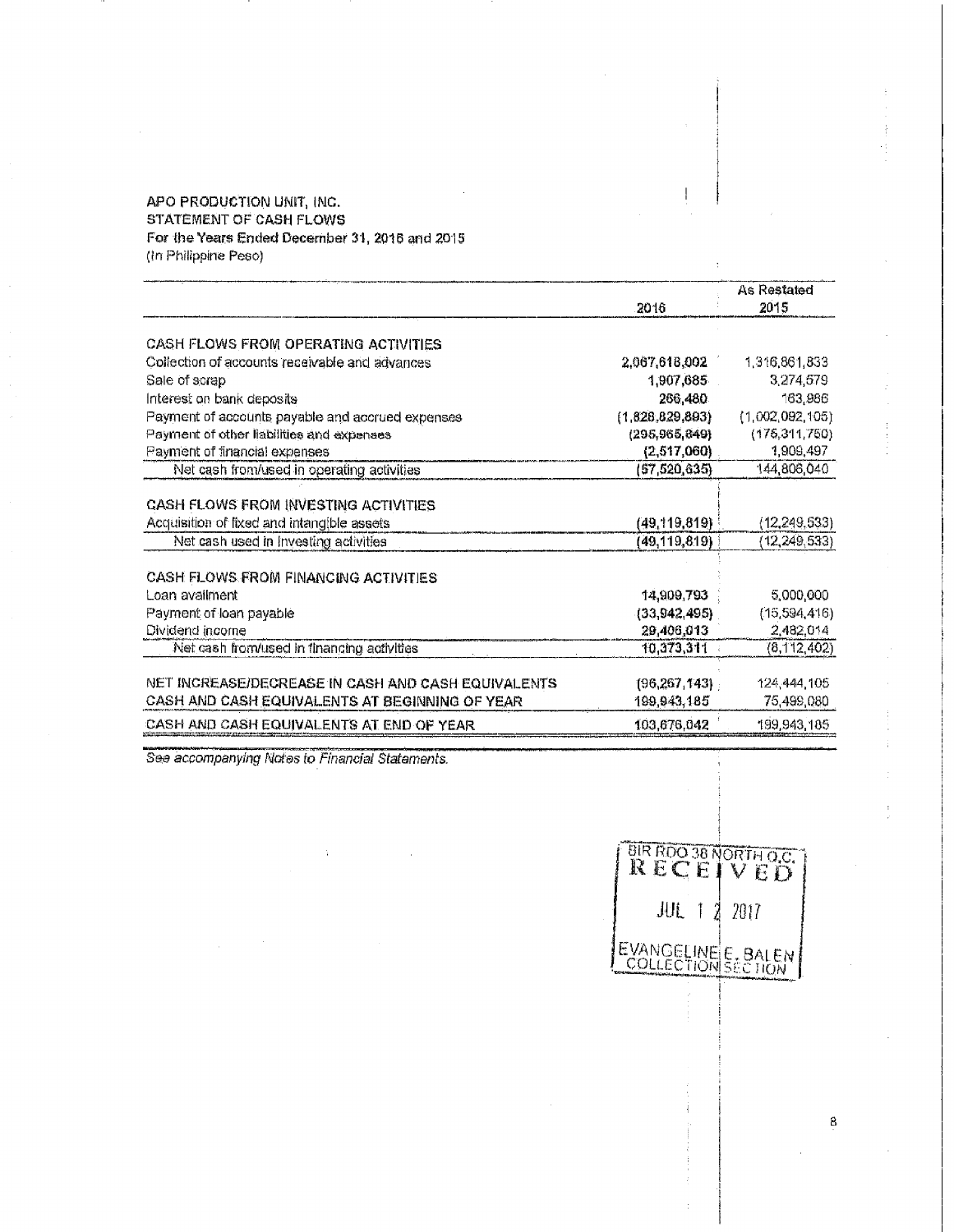APO PRODUCTION UNIT, INC.
STATEMENT OF CASH FLOWS
For the Years Ended December 31, 2016 and 2015
(In Philippine Peso)

| | 2016 | As Restated 2015 |
|---|---|---|
| **CASH FLOWS FROM OPERATING ACTIVITIES** | | |
| Collection of accounts receivable and advances | 2,067,618,002 | 1,316,861,833 |
| Sale of scrap | 1,907,685 | 3,274,579 |
| Interest on bank deposits | 266,480 | 163,986 |
| Payment of accounts payable and accrued expenses | (1,828,829,893) | (1,002,092,105) |
| Payment of other liabilities and expenses | (295,965,849) | (175,311,750) |
| Payment of financial expenses | (2,517,060) | 1,909,497 |
| Net cash from/used in operating activities | (57,520,635) | 144,806,040 |
| **CASH FLOWS FROM INVESTING ACTIVITIES** | | |
| Acquisition of fixed and intangible assets | (49,119,819) | (12,249,533) |
| Net cash used in investing activities | (49,119,819) | (12,249,533) |
| **CASH FLOWS FROM FINANCING ACTIVITIES** | | |
| Loan availment | 14,909,793 | 5,000,000 |
| Payment of loan payable | (33,942,495) | (15,594,416) |
| Dividend income | 29,406,013 | 2,482,014 |
| Net cash from/used in financing activities | 10,373,311 | (8,112,402) |
| NET INCREASE/DECREASE IN CASH AND CASH EQUIVALENTS | (96,267,143) | 124,444,105 |
| CASH AND CASH EQUIVALENTS AT BEGINNING OF YEAR | 199,943,185 | 75,499,080 |
| CASH AND CASH EQUIVALENTS AT END OF YEAR | 103,676,042 | 199,943,185 |

*See accompanying Notes to Financial Statements.*

BIR RDO 38 NORTH Q.C.
RECEIVED
JUL 1 2 2017
EVANGELINE E. BALEN
COLLECTION SECTION